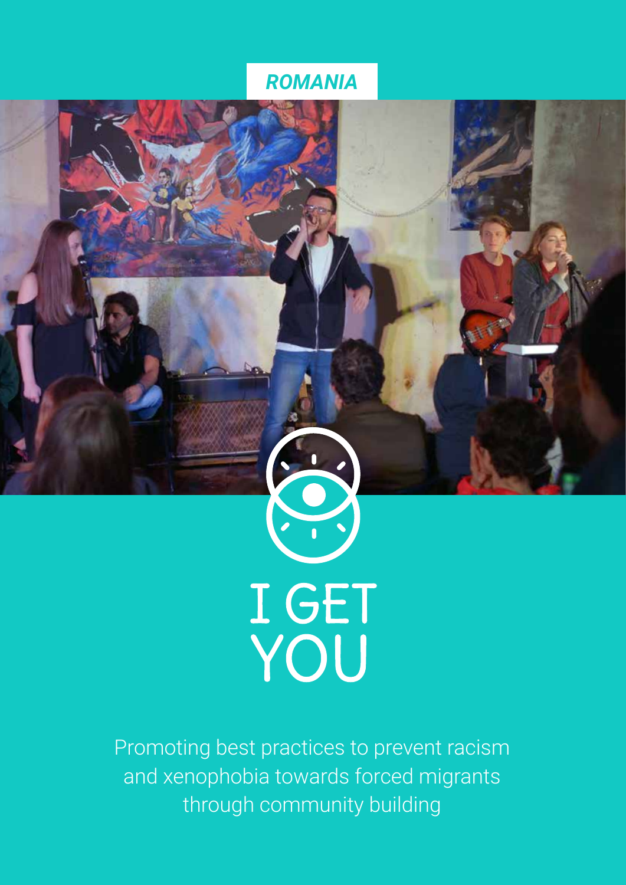*ROMANIA*

# I GET YOU

Promoting best practices to prevent racism and xenophobia towards forced migrants through community building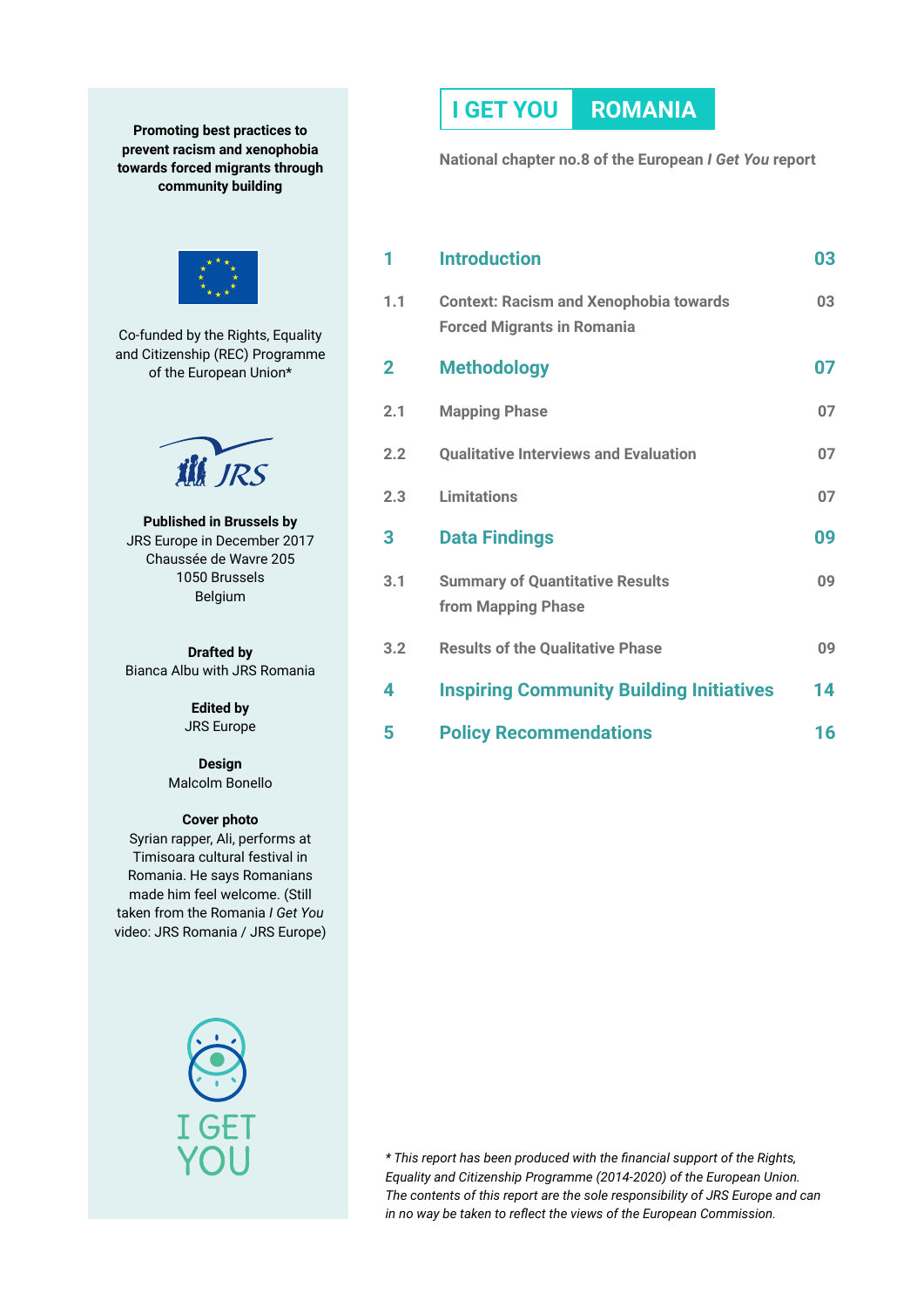**Promoting best practices to prevent racism and xenophobia towards forced migrants through community building**

Co-funded by the Rights, Equality and Citizenship (REC) Programme of the European Union*

**Published in Brussels by**
JRS Europe in December 2017
Chaussée de Wavre 205
1050 Brussels
Belgium

**Drafted by**
Bianca Albu with JRS Romania

**Edited by**
JRS Europe

**Design**
Malcolm Bonello

**Cover photo**
Syrian rapper, Ali, performs at Timisoara cultural festival in Romania. He says Romanians made him feel welcome. (Still taken from the Romania *I Get You* video: JRS Romania / JRS Europe)

# I GET YOU ROMANIA

National chapter no.8 of the European *I Get You* report

| | | |
|---|---|---|
| **1** | **Introduction** | **03** |
| 1.1 | Context: Racism and Xenophobia towards Forced Migrants in Romania | 03 |
| **2** | **Methodology** | **07** |
| 2.1 | Mapping Phase | 07 |
| 2.2 | Qualitative Interviews and Evaluation | 07 |
| 2.3 | Limitations | 07 |
| **3** | **Data Findings** | **09** |
| 3.1 | Summary of Quantitative Results from Mapping Phase | 09 |
| 3.2 | Results of the Qualitative Phase | 09 |
| **4** | **Inspiring Community Building Initiatives** | **14** |
| **5** | **Policy Recommendations** | **16** |

*\* This report has been produced with the financial support of the Rights, Equality and Citizenship Programme (2014-2020) of the European Union. The contents of this report are the sole responsibility of JRS Europe and can in no way be taken to reflect the views of the European Commission.*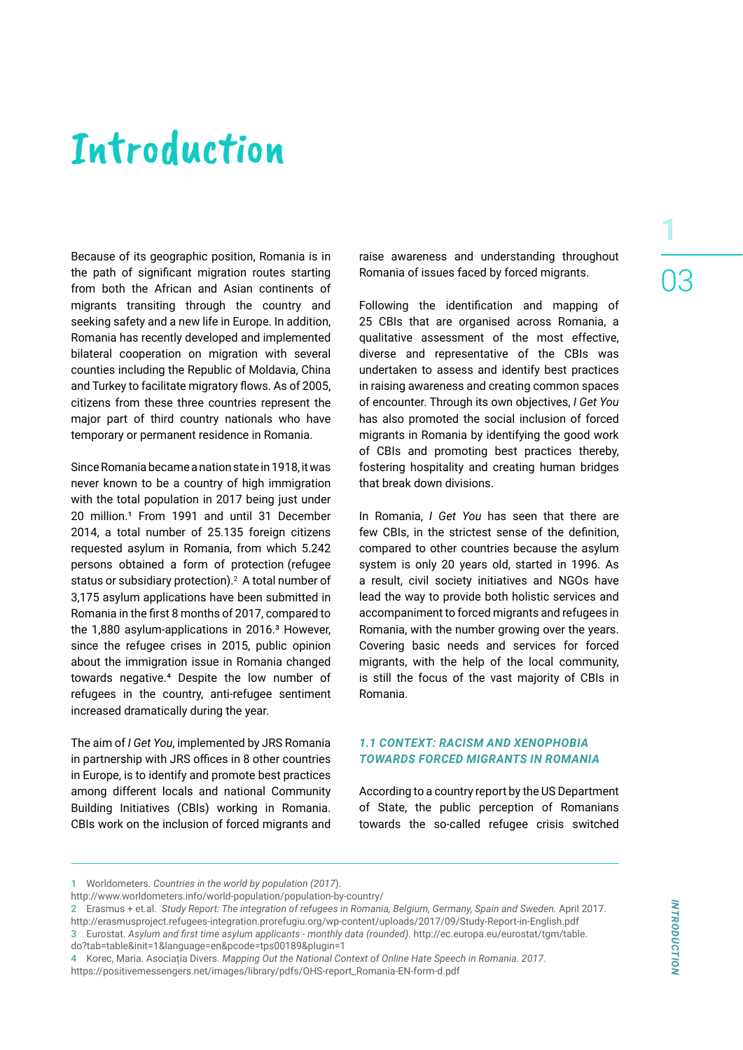# Introduction

Because of its geographic position, Romania is in the path of significant migration routes starting from both the African and Asian continents of migrants transiting through the country and seeking safety and a new life in Europe. In addition, Romania has recently developed and implemented bilateral cooperation on migration with several counties including the Republic of Moldavia, China and Turkey to facilitate migratory flows. As of 2005, citizens from these three countries represent the major part of third country nationals who have temporary or permanent residence in Romania.

Since Romania became a nation state in 1918, it was never known to be a country of high immigration with the total population in 2017 being just under 20 million.[1] From 1991 and until 31 December 2014, a total number of 25.135 foreign citizens requested asylum in Romania, from which 5.242 persons obtained a form of protection (refugee status or subsidiary protection).[2] A total number of 3,175 asylum applications have been submitted in Romania in the first 8 months of 2017, compared to the 1,880 asylum-applications in 2016.[3] However, since the refugee crises in 2015, public opinion about the immigration issue in Romania changed towards negative.[4] Despite the low number of refugees in the country, anti-refugee sentiment increased dramatically during the year.

The aim of *I Get You*, implemented by JRS Romania in partnership with JRS offices in 8 other countries in Europe, is to identify and promote best practices among different locals and national Community Building Initiatives (CBIs) working in Romania. CBIs work on the inclusion of forced migrants and raise awareness and understanding throughout Romania of issues faced by forced migrants.

Following the identification and mapping of 25 CBIs that are organised across Romania, a qualitative assessment of the most effective, diverse and representative of the CBIs was undertaken to assess and identify best practices in raising awareness and creating common spaces of encounter. Through its own objectives, *I Get You* has also promoted the social inclusion of forced migrants in Romania by identifying the good work of CBIs and promoting best practices thereby, fostering hospitality and creating human bridges that break down divisions.

In Romania, *I Get You* has seen that there are few CBIs, in the strictest sense of the definition, compared to other countries because the asylum system is only 20 years old, started in 1996. As a result, civil society initiatives and NGOs have lead the way to provide both holistic services and accompaniment to forced migrants and refugees in Romania, with the number growing over the years. Covering basic needs and services for forced migrants, with the help of the local community, is still the focus of the vast majority of CBIs in Romania.

### *1.1 CONTEXT: RACISM AND XENOPHOBIA TOWARDS FORCED MIGRANTS IN ROMANIA*

According to a country report by the US Department of State, the public perception of Romanians towards the so-called refugee crisis switched

---

1 Worldometers. *Countries in the world by population (2017)*.
http://www.worldometers.info/world-population/population-by-country/

2 Erasmus + et.al. *Study Report: The integration of refugees in Romania, Belgium, Germany, Spain and Sweden.* April 2017.
http://erasmusproject.refugees-integration.prorefugiu.org/wp-content/uploads/2017/09/Study-Report-in-English.pdf

3 Eurostat. *Asylum and first time asylum applicants - monthly data (rounded)*. http://ec.europa.eu/eurostat/tgm/table.do?tab=table&init=1&language=en&pcode=tps00189&plugin=1

4 Korec, Maria. Asociația Divers. *Mapping Out the National Context of Online Hate Speech in Romania. 2017.*
https://positivemessengers.net/images/library/pdfs/OHS-report_Romania-EN-form-d.pdf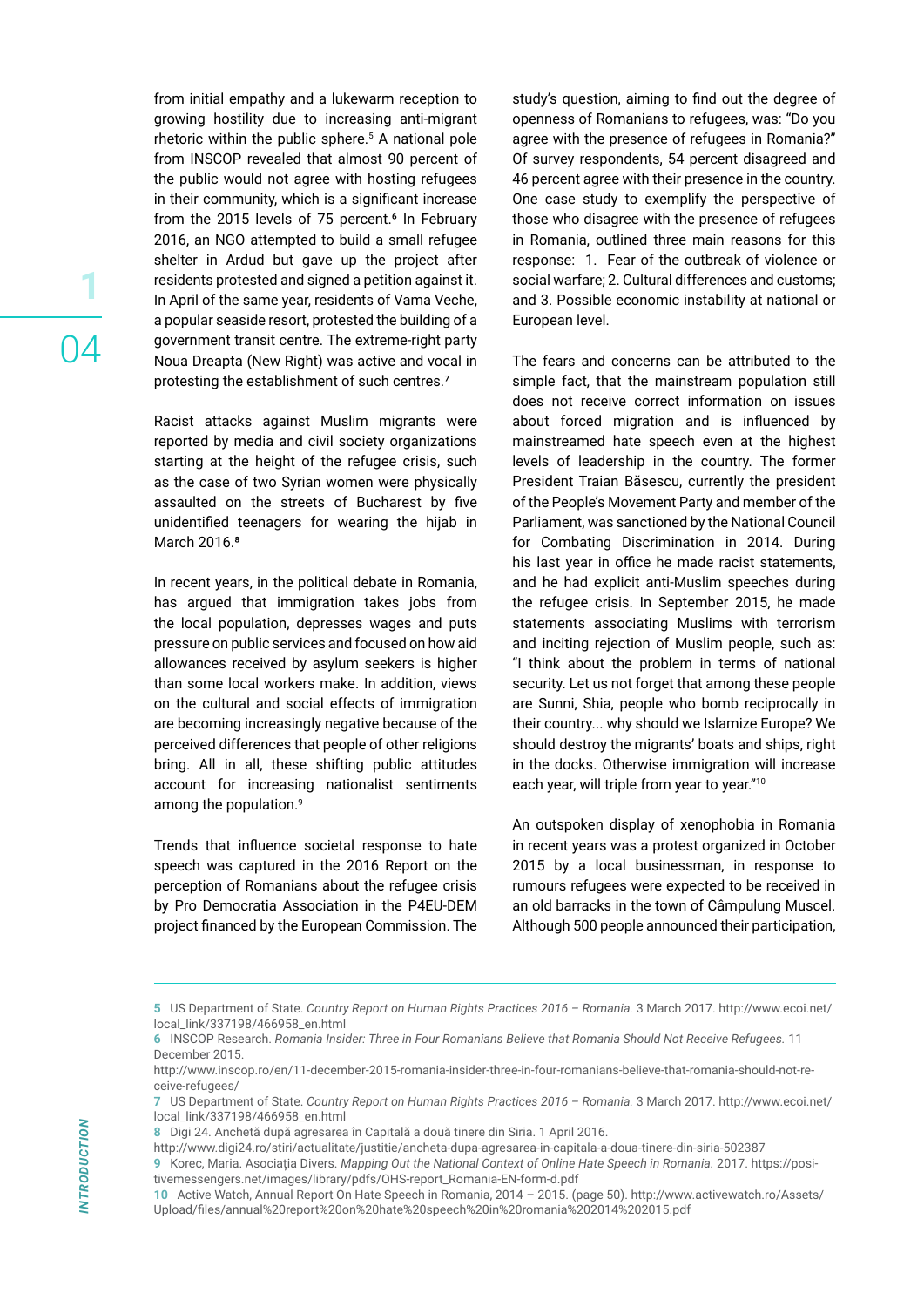from initial empathy and a lukewarm reception to growing hostility due to increasing anti-migrant rhetoric within the public sphere.[5] A national pole from INSCOP revealed that almost 90 percent of the public would not agree with hosting refugees in their community, which is a significant increase from the 2015 levels of 75 percent.[6] In February 2016, an NGO attempted to build a small refugee shelter in Ardud but gave up the project after residents protested and signed a petition against it. In April of the same year, residents of Vama Veche, a popular seaside resort, protested the building of a government transit centre. The extreme-right party Noua Dreapta (New Right) was active and vocal in protesting the establishment of such centres.[7]

Racist attacks against Muslim migrants were reported by media and civil society organizations starting at the height of the refugee crisis, such as the case of two Syrian women were physically assaulted on the streets of Bucharest by five unidentified teenagers for wearing the hijab in March 2016.[8]

In recent years, in the political debate in Romania, has argued that immigration takes jobs from the local population, depresses wages and puts pressure on public services and focused on how aid allowances received by asylum seekers is higher than some local workers make. In addition, views on the cultural and social effects of immigration are becoming increasingly negative because of the perceived differences that people of other religions bring. All in all, these shifting public attitudes account for increasing nationalist sentiments among the population.[9]

Trends that influence societal response to hate speech was captured in the 2016 Report on the perception of Romanians about the refugee crisis by Pro Democratia Association in the P4EU-DEM project financed by the European Commission. The study's question, aiming to find out the degree of openness of Romanians to refugees, was: "Do you agree with the presence of refugees in Romania?" Of survey respondents, 54 percent disagreed and 46 percent agree with their presence in the country. One case study to exemplify the perspective of those who disagree with the presence of refugees in Romania, outlined three main reasons for this response: 1. Fear of the outbreak of violence or social warfare; 2. Cultural differences and customs; and 3. Possible economic instability at national or European level.

The fears and concerns can be attributed to the simple fact, that the mainstream population still does not receive correct information on issues about forced migration and is influenced by mainstreamed hate speech even at the highest levels of leadership in the country. The former President Traian Băsescu, currently the president of the People's Movement Party and member of the Parliament, was sanctioned by the National Council for Combating Discrimination in 2014. During his last year in office he made racist statements, and he had explicit anti-Muslim speeches during the refugee crisis. In September 2015, he made statements associating Muslims with terrorism and inciting rejection of Muslim people, such as: "I think about the problem in terms of national security. Let us not forget that among these people are Sunni, Shia, people who bomb reciprocally in their country... why should we Islamize Europe? We should destroy the migrants' boats and ships, right in the docks. Otherwise immigration will increase each year, will triple from year to year."[10]

An outspoken display of xenophobia in Romania in recent years was a protest organized in October 2015 by a local businessman, in response to rumours refugees were expected to be received in an old barracks in the town of Câmpulung Muscel. Although 500 people announced their participation,

---

5 US Department of State. *Country Report on Human Rights Practices 2016 – Romania.* 3 March 2017. http://www.ecoi.net/local_link/337198/466958_en.html

6 INSCOP Research. *Romania Insider: Three in Four Romanians Believe that Romania Should Not Receive Refugees.* 11 December 2015. http://www.inscop.ro/en/11-december-2015-romania-insider-three-in-four-romanians-believe-that-romania-should-not-receive-refugees/

7 US Department of State. *Country Report on Human Rights Practices 2016 – Romania.* 3 March 2017. http://www.ecoi.net/local_link/337198/466958_en.html

8 Digi 24. Anchetă după agresarea în Capitală a două tinere din Siria. 1 April 2016. http://www.digi24.ro/stiri/actualitate/justitie/ancheta-dupa-agresarea-in-capitala-a-doua-tinere-din-siria-502387

9 Korec, Maria. Asociația Divers. *Mapping Out the National Context of Online Hate Speech in Romania.* 2017. https://positivemessengers.net/images/library/pdfs/OHS-report_Romania-EN-form-d.pdf

10 Active Watch, Annual Report On Hate Speech in Romania, 2014 – 2015. (page 50). http://www.activewatch.ro/Assets/Upload/files/annual%20report%20on%20hate%20speech%20in%20romania%202014%202015.pdf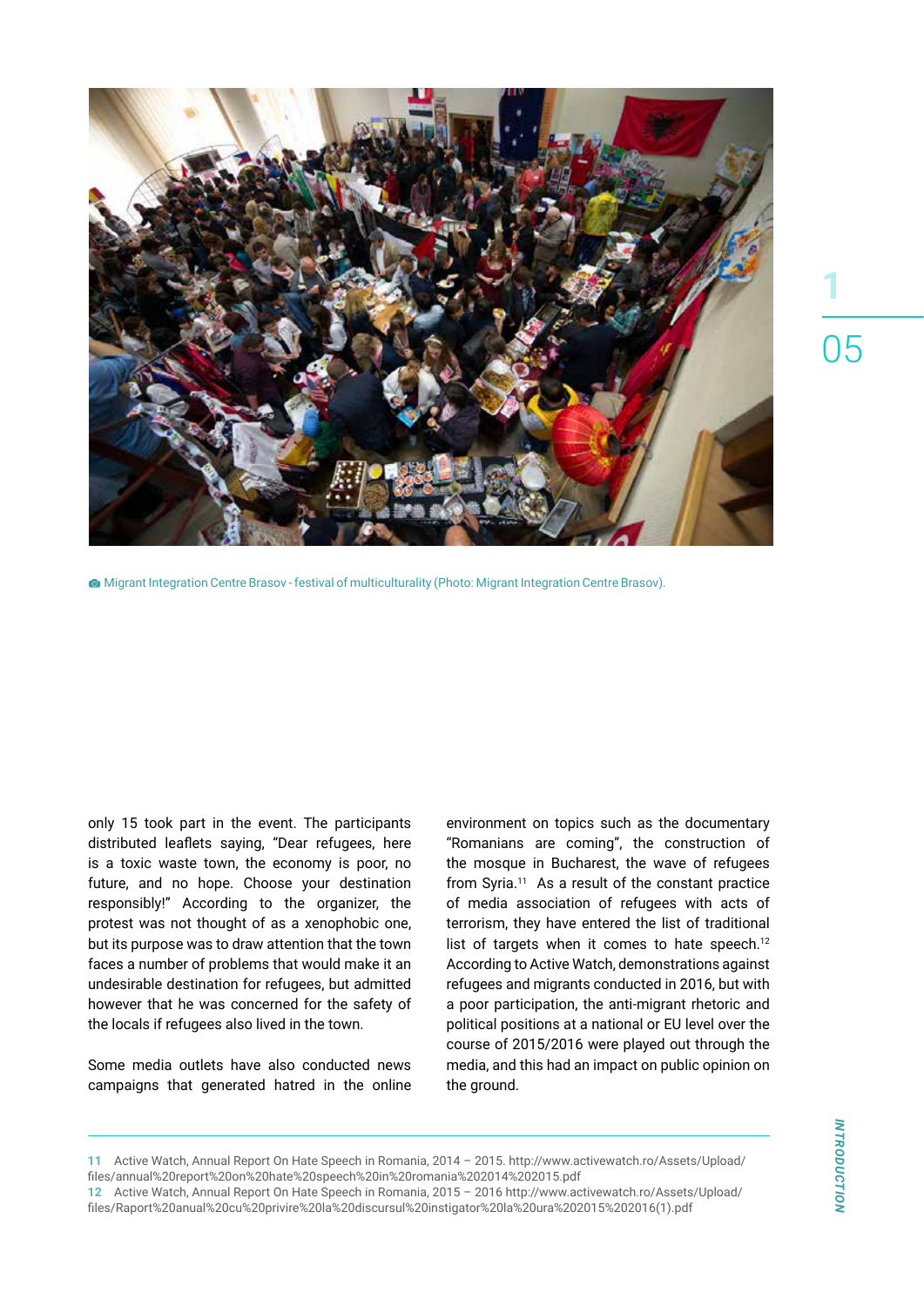Migrant Integration Centre Brasov - festival of multiculturality (Photo: Migrant Integration Centre Brasov).

only 15 took part in the event. The participants distributed leaflets saying, "Dear refugees, here is a toxic waste town, the economy is poor, no future, and no hope. Choose your destination responsibly!" According to the organizer, the protest was not thought of as a xenophobic one, but its purpose was to draw attention that the town faces a number of problems that would make it an undesirable destination for refugees, but admitted however that he was concerned for the safety of the locals if refugees also lived in the town.

Some media outlets have also conducted news campaigns that generated hatred in the online environment on topics such as the documentary "Romanians are coming", the construction of the mosque in Bucharest, the wave of refugees from Syria.[11] As a result of the constant practice of media association of refugees with acts of terrorism, they have entered the list of traditional list of targets when it comes to hate speech.[12] According to Active Watch, demonstrations against refugees and migrants conducted in 2016, but with a poor participation, the anti-migrant rhetoric and political positions at a national or EU level over the course of 2015/2016 were played out through the media, and this had an impact on public opinion on the ground.

11 Active Watch, Annual Report On Hate Speech in Romania, 2014 – 2015. http://www.activewatch.ro/Assets/Upload/files/annual%20report%20on%20hate%20speech%20in%20romania%202014%202015.pdf

12 Active Watch, Annual Report On Hate Speech in Romania, 2015 – 2016 http://www.activewatch.ro/Assets/Upload/files/Raport%20anual%20cu%20privire%20la%20discursul%20instigator%20la%20ura%202015%202016(1).pdf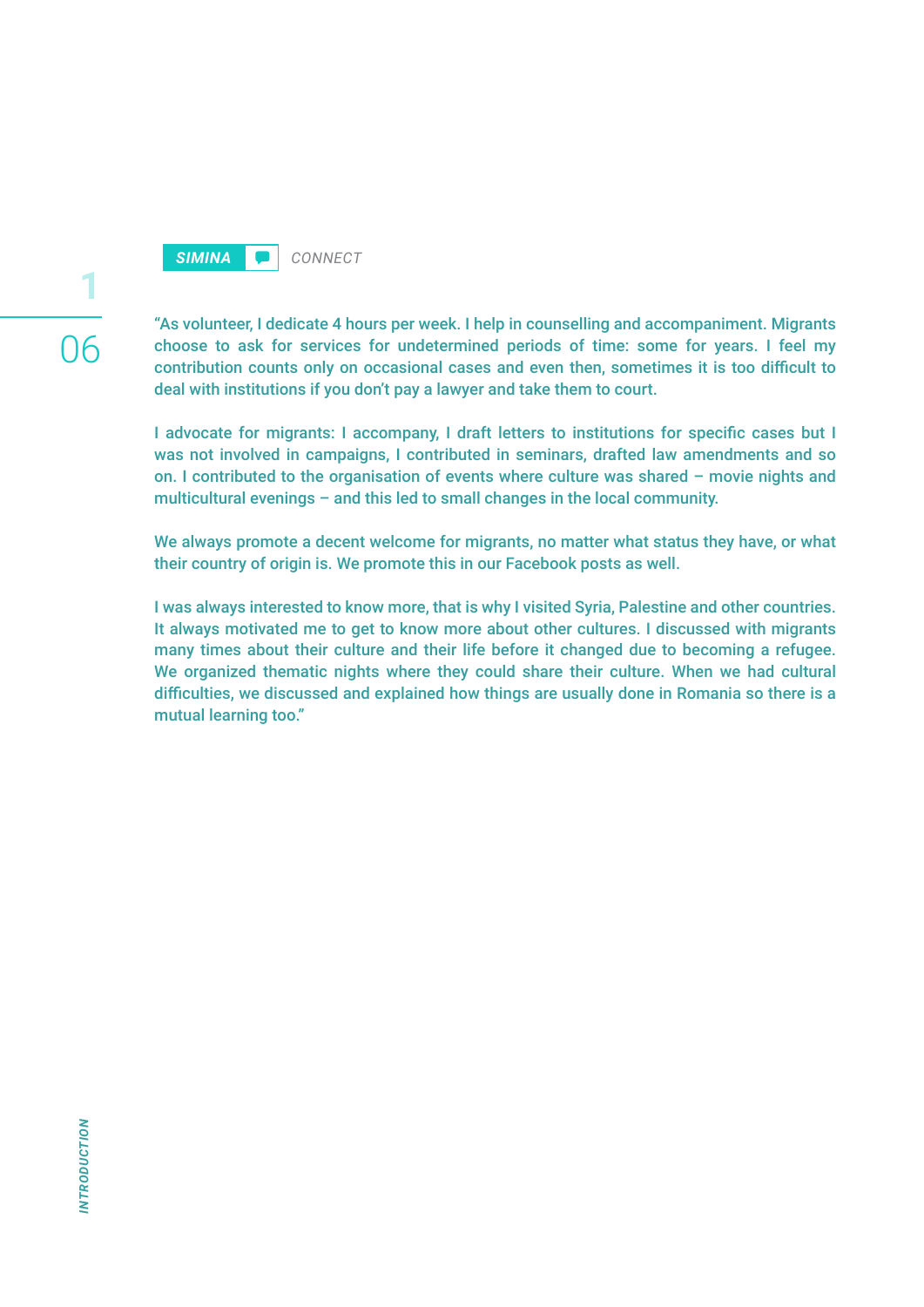**SIMINA** CONNECT

"As volunteer, I dedicate 4 hours per week. I help in counselling and accompaniment. Migrants choose to ask for services for undetermined periods of time: some for years. I feel my contribution counts only on occasional cases and even then, sometimes it is too difficult to deal with institutions if you don't pay a lawyer and take them to court.

I advocate for migrants: I accompany, I draft letters to institutions for specific cases but I was not involved in campaigns, I contributed in seminars, drafted law amendments and so on. I contributed to the organisation of events where culture was shared – movie nights and multicultural evenings – and this led to small changes in the local community.

We always promote a decent welcome for migrants, no matter what status they have, or what their country of origin is. We promote this in our Facebook posts as well.

I was always interested to know more, that is why I visited Syria, Palestine and other countries. It always motivated me to get to know more about other cultures. I discussed with migrants many times about their culture and their life before it changed due to becoming a refugee. We organized thematic nights where they could share their culture. When we had cultural difficulties, we discussed and explained how things are usually done in Romania so there is a mutual learning too."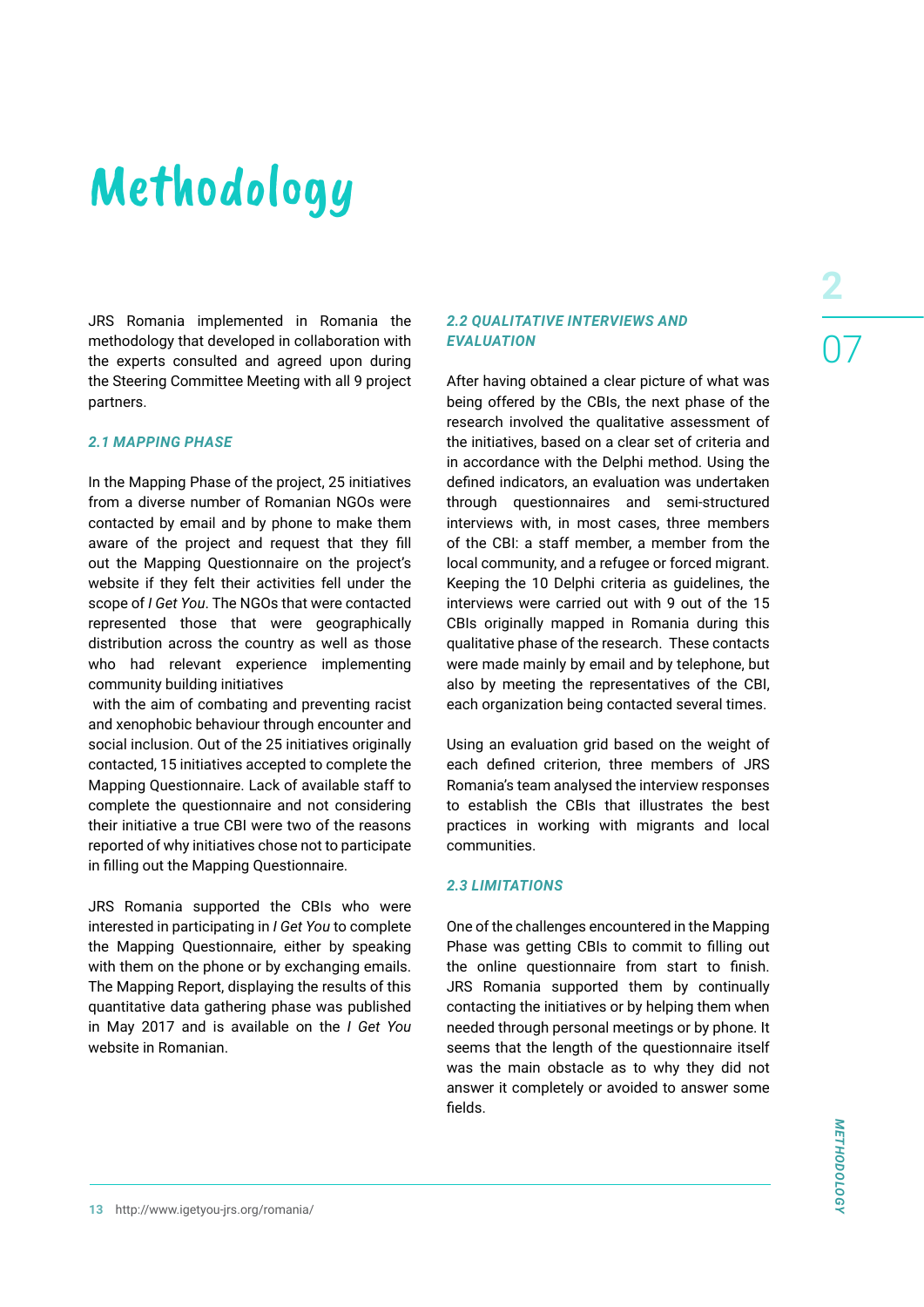# Methodology

JRS Romania implemented in Romania the methodology that developed in collaboration with the experts consulted and agreed upon during the Steering Committee Meeting with all 9 project partners.

## 2.1 MAPPING PHASE

In the Mapping Phase of the project, 25 initiatives from a diverse number of Romanian NGOs were contacted by email and by phone to make them aware of the project and request that they fill out the Mapping Questionnaire on the project's website if they felt their activities fell under the scope of *I Get You*. The NGOs that were contacted represented those that were geographically distribution across the country as well as those who had relevant experience implementing community building initiatives with the aim of combating and preventing racist and xenophobic behaviour through encounter and social inclusion. Out of the 25 initiatives originally contacted, 15 initiatives accepted to complete the Mapping Questionnaire. Lack of available staff to complete the questionnaire and not considering their initiative a true CBI were two of the reasons reported of why initiatives chose not to participate in filling out the Mapping Questionnaire.

JRS Romania supported the CBIs who were interested in participating in *I Get You* to complete the Mapping Questionnaire, either by speaking with them on the phone or by exchanging emails. The Mapping Report, displaying the results of this quantitative data gathering phase was published in May 2017 and is available on the *I Get You* website in Romanian.

## 2.2 QUALITATIVE INTERVIEWS AND EVALUATION

After having obtained a clear picture of what was being offered by the CBIs, the next phase of the research involved the qualitative assessment of the initiatives, based on a clear set of criteria and in accordance with the Delphi method. Using the defined indicators, an evaluation was undertaken through questionnaires and semi-structured interviews with, in most cases, three members of the CBI: a staff member, a member from the local community, and a refugee or forced migrant. Keeping the 10 Delphi criteria as guidelines, the interviews were carried out with 9 out of the 15 CBIs originally mapped in Romania during this qualitative phase of the research. These contacts were made mainly by email and by telephone, but also by meeting the representatives of the CBI, each organization being contacted several times.

Using an evaluation grid based on the weight of each defined criterion, three members of JRS Romania's team analysed the interview responses to establish the CBIs that illustrates the best practices in working with migrants and local communities.

## 2.3 LIMITATIONS

One of the challenges encountered in the Mapping Phase was getting CBIs to commit to filling out the online questionnaire from start to finish. JRS Romania supported them by continually contacting the initiatives or by helping them when needed through personal meetings or by phone. It seems that the length of the questionnaire itself was the main obstacle as to why they did not answer it completely or avoided to answer some fields.

13 http://www.igetyou-jrs.org/romania/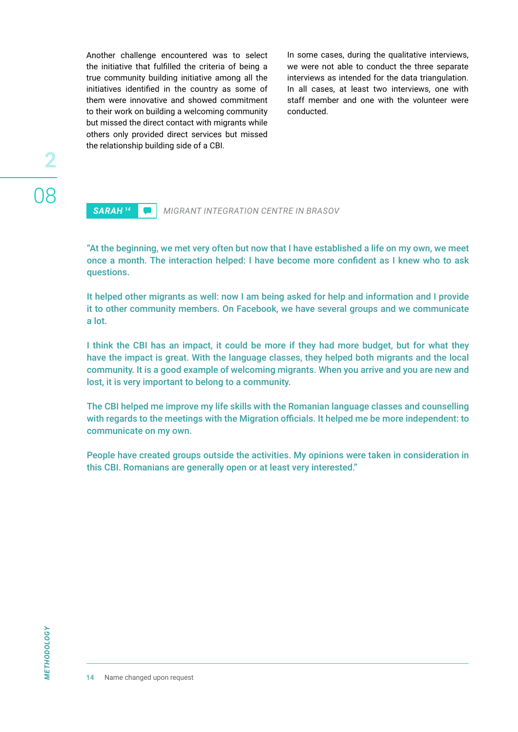Another challenge encountered was to select the initiative that fulfilled the criteria of being a true community building initiative among all the initiatives identified in the country as some of them were innovative and showed commitment to their work on building a welcoming community but missed the direct contact with migrants while others only provided direct services but missed the relationship building side of a CBI.

In some cases, during the qualitative interviews, we were not able to conduct the three separate interviews as intended for the data triangulation. In all cases, at least two interviews, one with staff member and one with the volunteer were conducted.

**SARAH**[14] *MIGRANT INTEGRATION CENTRE IN BRASOV*

"At the beginning, we met very often but now that I have established a life on my own, we meet once a month. The interaction helped: I have become more confident as I knew who to ask questions.

It helped other migrants as well: now I am being asked for help and information and I provide it to other community members. On Facebook, we have several groups and we communicate a lot.

I think the CBI has an impact, it could be more if they had more budget, but for what they have the impact is great. With the language classes, they helped both migrants and the local community. It is a good example of welcoming migrants. When you arrive and you are new and lost, it is very important to belong to a community.

The CBI helped me improve my life skills with the Romanian language classes and counselling with regards to the meetings with the Migration officials. It helped me be more independent: to communicate on my own.

People have created groups outside the activities. My opinions were taken in consideration in this CBI. Romanians are generally open or at least very interested."

---

14 Name changed upon request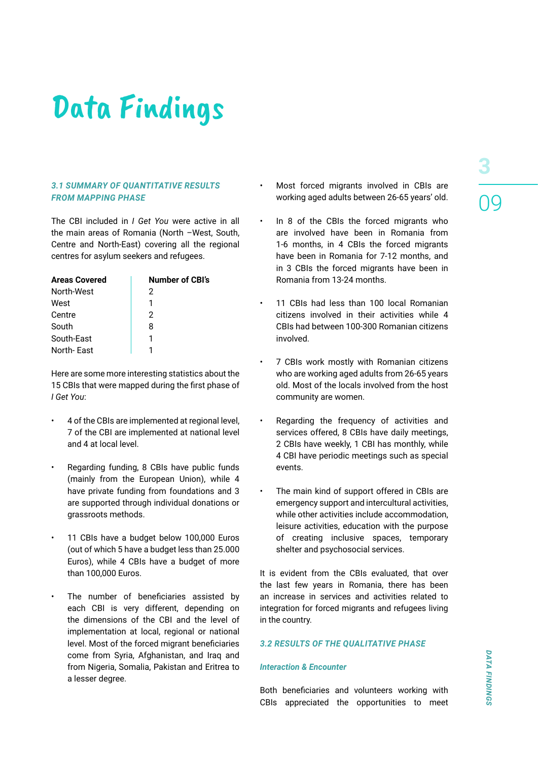# Data Findings

### 3.1 SUMMARY OF QUANTITATIVE RESULTS FROM MAPPING PHASE

The CBI included in *I Get You* were active in all the main areas of Romania (North –West, South, Centre and North-East) covering all the regional centres for asylum seekers and refugees.

| Areas Covered | Number of CBI's |
|---|---|
| North-West | 2 |
| West | 1 |
| Centre | 2 |
| South | 8 |
| South-East | 1 |
| North- East | 1 |

Here are some more interesting statistics about the 15 CBIs that were mapped during the first phase of *I Get You*:

- 4 of the CBIs are implemented at regional level, 7 of the CBI are implemented at national level and 4 at local level.
- Regarding funding, 8 CBIs have public funds (mainly from the European Union), while 4 have private funding from foundations and 3 are supported through individual donations or grassroots methods.
- 11 CBIs have a budget below 100,000 Euros (out of which 5 have a budget less than 25.000 Euros), while 4 CBIs have a budget of more than 100,000 Euros.
- The number of beneficiaries assisted by each CBI is very different, depending on the dimensions of the CBI and the level of implementation at local, regional or national level. Most of the forced migrant beneficiaries come from Syria, Afghanistan, and Iraq and from Nigeria, Somalia, Pakistan and Eritrea to a lesser degree.
- Most forced migrants involved in CBIs are working aged adults between 26-65 years' old.
- In 8 of the CBIs the forced migrants who are involved have been in Romania from 1-6 months, in 4 CBIs the forced migrants have been in Romania for 7-12 months, and in 3 CBIs the forced migrants have been in Romania from 13-24 months.
- 11 CBIs had less than 100 local Romanian citizens involved in their activities while 4 CBIs had between 100-300 Romanian citizens involved.
- 7 CBIs work mostly with Romanian citizens who are working aged adults from 26-65 years old. Most of the locals involved from the host community are women.
- Regarding the frequency of activities and services offered, 8 CBIs have daily meetings, 2 CBIs have weekly, 1 CBI has monthly, while 4 CBI have periodic meetings such as special events.
- The main kind of support offered in CBIs are emergency support and intercultural activities, while other activities include accommodation, leisure activities, education with the purpose of creating inclusive spaces, temporary shelter and psychosocial services.

It is evident from the CBIs evaluated, that over the last few years in Romania, there has been an increase in services and activities related to integration for forced migrants and refugees living in the country.

### 3.2 RESULTS OF THE QUALITATIVE PHASE

#### *Interaction & Encounter*

Both beneficiaries and volunteers working with CBIs appreciated the opportunities to meet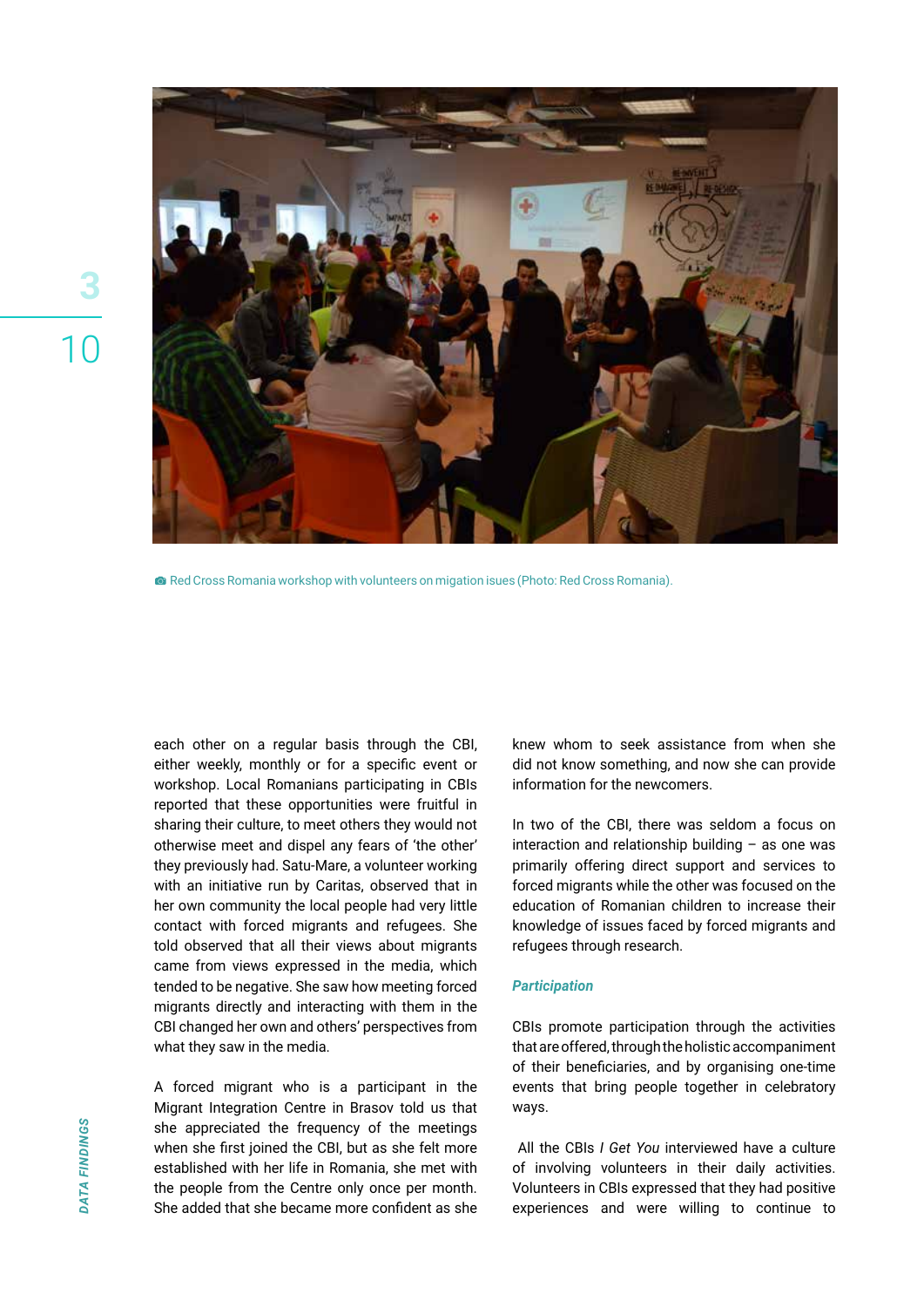Red Cross Romania workshop with volunteers on migration isues (Photo: Red Cross Romania).

each other on a regular basis through the CBI, either weekly, monthly or for a specific event or workshop. Local Romanians participating in CBIs reported that these opportunities were fruitful in sharing their culture, to meet others they would not otherwise meet and dispel any fears of 'the other' they previously had. Satu-Mare, a volunteer working with an initiative run by Caritas, observed that in her own community the local people had very little contact with forced migrants and refugees. She told observed that all their views about migrants came from views expressed in the media, which tended to be negative. She saw how meeting forced migrants directly and interacting with them in the CBI changed her own and others' perspectives from what they saw in the media.

A forced migrant who is a participant in the Migrant Integration Centre in Brasov told us that she appreciated the frequency of the meetings when she first joined the CBI, but as she felt more established with her life in Romania, she met with the people from the Centre only once per month. She added that she became more confident as she knew whom to seek assistance from when she did not know something, and now she can provide information for the newcomers.

In two of the CBI, there was seldom a focus on interaction and relationship building – as one was primarily offering direct support and services to forced migrants while the other was focused on the education of Romanian children to increase their knowledge of issues faced by forced migrants and refugees through research.

### *Participation*

CBIs promote participation through the activities that are offered, through the holistic accompaniment of their beneficiaries, and by organising one-time events that bring people together in celebratory ways.

All the CBIs *I Get You* interviewed have a culture of involving volunteers in their daily activities. Volunteers in CBIs expressed that they had positive experiences and were willing to continue to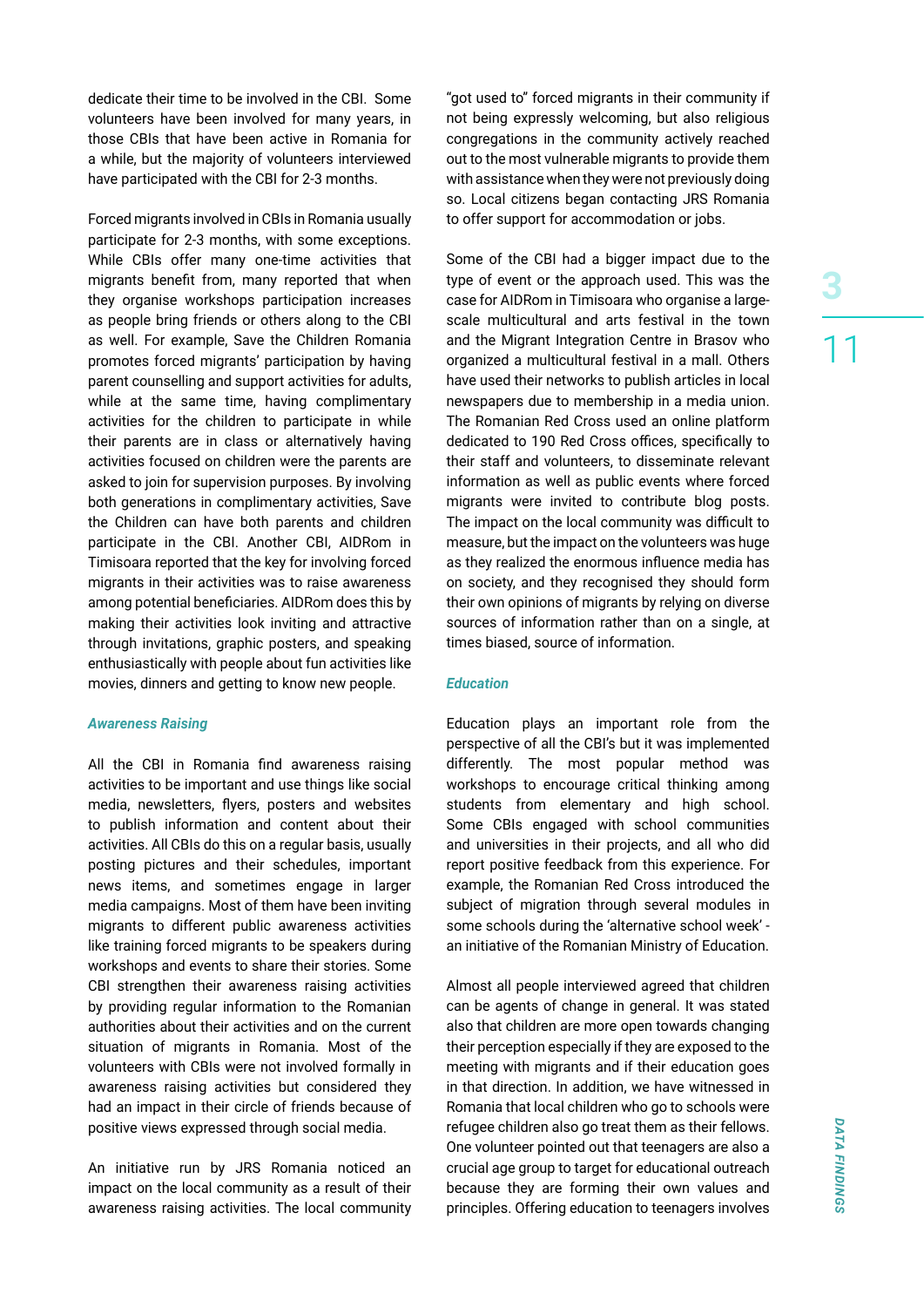dedicate their time to be involved in the CBI. Some volunteers have been involved for many years, in those CBIs that have been active in Romania for a while, but the majority of volunteers interviewed have participated with the CBI for 2-3 months.

Forced migrants involved in CBIs in Romania usually participate for 2-3 months, with some exceptions. While CBIs offer many one-time activities that migrants benefit from, many reported that when they organise workshops participation increases as people bring friends or others along to the CBI as well. For example, Save the Children Romania promotes forced migrants' participation by having parent counselling and support activities for adults, while at the same time, having complimentary activities for the children to participate in while their parents are in class or alternatively having activities focused on children were the parents are asked to join for supervision purposes. By involving both generations in complimentary activities, Save the Children can have both parents and children participate in the CBI. Another CBI, AIDRom in Timisoara reported that the key for involving forced migrants in their activities was to raise awareness among potential beneficiaries. AIDRom does this by making their activities look inviting and attractive through invitations, graphic posters, and speaking enthusiastically with people about fun activities like movies, dinners and getting to know new people.

### *Awareness Raising*

All the CBI in Romania find awareness raising activities to be important and use things like social media, newsletters, flyers, posters and websites to publish information and content about their activities. All CBIs do this on a regular basis, usually posting pictures and their schedules, important news items, and sometimes engage in larger media campaigns. Most of them have been inviting migrants to different public awareness activities like training forced migrants to be speakers during workshops and events to share their stories. Some CBI strengthen their awareness raising activities by providing regular information to the Romanian authorities about their activities and on the current situation of migrants in Romania. Most of the volunteers with CBIs were not involved formally in awareness raising activities but considered they had an impact in their circle of friends because of positive views expressed through social media.

An initiative run by JRS Romania noticed an impact on the local community as a result of their awareness raising activities. The local community "got used to" forced migrants in their community if not being expressly welcoming, but also religious congregations in the community actively reached out to the most vulnerable migrants to provide them with assistance when they were not previously doing so. Local citizens began contacting JRS Romania to offer support for accommodation or jobs.

Some of the CBI had a bigger impact due to the type of event or the approach used. This was the case for AIDRom in Timisoara who organise a large-scale multicultural and arts festival in the town and the Migrant Integration Centre in Brasov who organized a multicultural festival in a mall. Others have used their networks to publish articles in local newspapers due to membership in a media union. The Romanian Red Cross used an online platform dedicated to 190 Red Cross offices, specifically to their staff and volunteers, to disseminate relevant information as well as public events where forced migrants were invited to contribute blog posts. The impact on the local community was difficult to measure, but the impact on the volunteers was huge as they realized the enormous influence media has on society, and they recognised they should form their own opinions of migrants by relying on diverse sources of information rather than on a single, at times biased, source of information.

### *Education*

Education plays an important role from the perspective of all the CBI's but it was implemented differently. The most popular method was workshops to encourage critical thinking among students from elementary and high school. Some CBIs engaged with school communities and universities in their projects, and all who did report positive feedback from this experience. For example, the Romanian Red Cross introduced the subject of migration through several modules in some schools during the 'alternative school week' - an initiative of the Romanian Ministry of Education.

Almost all people interviewed agreed that children can be agents of change in general. It was stated also that children are more open towards changing their perception especially if they are exposed to the meeting with migrants and if their education goes in that direction. In addition, we have witnessed in Romania that local children who go to schools were refugee children also go treat them as their fellows. One volunteer pointed out that teenagers are also a crucial age group to target for educational outreach because they are forming their own values and principles. Offering education to teenagers involves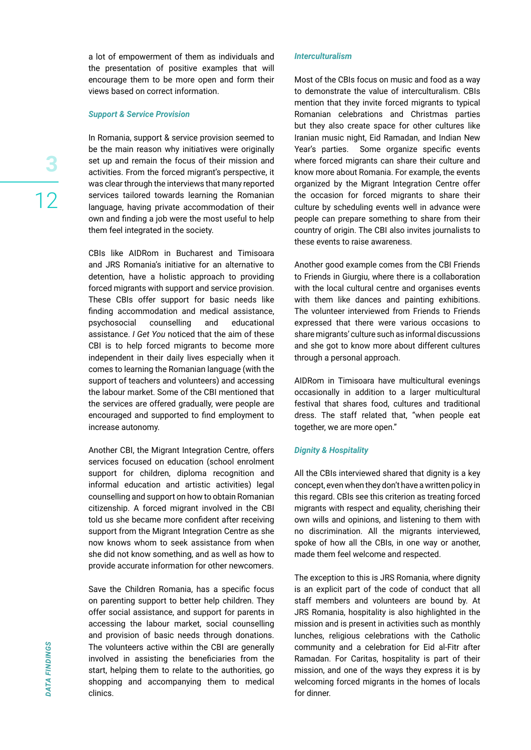a lot of empowerment of them as individuals and the presentation of positive examples that will encourage them to be more open and form their views based on correct information.

### *Support & Service Provision*

In Romania, support & service provision seemed to be the main reason why initiatives were originally set up and remain the focus of their mission and activities. From the forced migrant's perspective, it was clear through the interviews that many reported services tailored towards learning the Romanian language, having private accommodation of their own and finding a job were the most useful to help them feel integrated in the society.

CBIs like AIDRom in Bucharest and Timisoara and JRS Romania's initiative for an alternative to detention, have a holistic approach to providing forced migrants with support and service provision. These CBIs offer support for basic needs like finding accommodation and medical assistance, psychosocial counselling and educational assistance. *I Get You* noticed that the aim of these CBI is to help forced migrants to become more independent in their daily lives especially when it comes to learning the Romanian language (with the support of teachers and volunteers) and accessing the labour market. Some of the CBI mentioned that the services are offered gradually, were people are encouraged and supported to find employment to increase autonomy.

Another CBI, the Migrant Integration Centre, offers services focused on education (school enrolment support for children, diploma recognition and informal education and artistic activities) legal counselling and support on how to obtain Romanian citizenship. A forced migrant involved in the CBI told us she became more confident after receiving support from the Migrant Integration Centre as she now knows whom to seek assistance from when she did not know something, and as well as how to provide accurate information for other newcomers.

Save the Children Romania, has a specific focus on parenting support to better help children. They offer social assistance, and support for parents in accessing the labour market, social counselling and provision of basic needs through donations. The volunteers active within the CBI are generally involved in assisting the beneficiaries from the start, helping them to relate to the authorities, go shopping and accompanying them to medical clinics.

### *Interculturalism*

Most of the CBIs focus on music and food as a way to demonstrate the value of interculturalism. CBIs mention that they invite forced migrants to typical Romanian celebrations and Christmas parties but they also create space for other cultures like Iranian music night, Eid Ramadan, and Indian New Year's parties. Some organize specific events where forced migrants can share their culture and know more about Romania. For example, the events organized by the Migrant Integration Centre offer the occasion for forced migrants to share their culture by scheduling events well in advance were people can prepare something to share from their country of origin. The CBI also invites journalists to these events to raise awareness.

Another good example comes from the CBI Friends to Friends in Giurgiu, where there is a collaboration with the local cultural centre and organises events with them like dances and painting exhibitions. The volunteer interviewed from Friends to Friends expressed that there were various occasions to share migrants' culture such as informal discussions and she got to know more about different cultures through a personal approach.

AIDRom in Timisoara have multicultural evenings occasionally in addition to a larger multicultural festival that shares food, cultures and traditional dress. The staff related that, "when people eat together, we are more open."

### *Dignity & Hospitality*

All the CBIs interviewed shared that dignity is a key concept, even when they don't have a written policy in this regard. CBIs see this criterion as treating forced migrants with respect and equality, cherishing their own wills and opinions, and listening to them with no discrimination. All the migrants interviewed, spoke of how all the CBIs, in one way or another, made them feel welcome and respected.

The exception to this is JRS Romania, where dignity is an explicit part of the code of conduct that all staff members and volunteers are bound by. At JRS Romania, hospitality is also highlighted in the mission and is present in activities such as monthly lunches, religious celebrations with the Catholic community and a celebration for Eid al-Fitr after Ramadan. For Caritas, hospitality is part of their mission, and one of the ways they express it is by welcoming forced migrants in the homes of locals for dinner.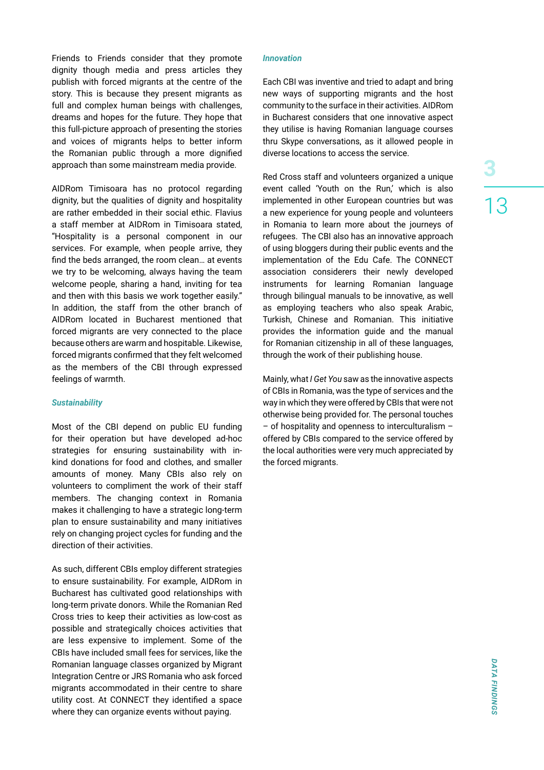Friends to Friends consider that they promote dignity though media and press articles they publish with forced migrants at the centre of the story. This is because they present migrants as full and complex human beings with challenges, dreams and hopes for the future. They hope that this full-picture approach of presenting the stories and voices of migrants helps to better inform the Romanian public through a more dignified approach than some mainstream media provide.

AIDRom Timisoara has no protocol regarding dignity, but the qualities of dignity and hospitality are rather embedded in their social ethic. Flavius a staff member at AIDRom in Timisoara stated, "Hospitality is a personal component in our services. For example, when people arrive, they find the beds arranged, the room clean… at events we try to be welcoming, always having the team welcome people, sharing a hand, inviting for tea and then with this basis we work together easily." In addition, the staff from the other branch of AIDRom located in Bucharest mentioned that forced migrants are very connected to the place because others are warm and hospitable. Likewise, forced migrants confirmed that they felt welcomed as the members of the CBI through expressed feelings of warmth.

### *Sustainability*

Most of the CBI depend on public EU funding for their operation but have developed ad-hoc strategies for ensuring sustainability with in-kind donations for food and clothes, and smaller amounts of money. Many CBIs also rely on volunteers to compliment the work of their staff members. The changing context in Romania makes it challenging to have a strategic long-term plan to ensure sustainability and many initiatives rely on changing project cycles for funding and the direction of their activities.

As such, different CBIs employ different strategies to ensure sustainability. For example, AIDRom in Bucharest has cultivated good relationships with long-term private donors. While the Romanian Red Cross tries to keep their activities as low-cost as possible and strategically choices activities that are less expensive to implement. Some of the CBIs have included small fees for services, like the Romanian language classes organized by Migrant Integration Centre or JRS Romania who ask forced migrants accommodated in their centre to share utility cost. At CONNECT they identified a space where they can organize events without paying.

### *Innovation*

Each CBI was inventive and tried to adapt and bring new ways of supporting migrants and the host community to the surface in their activities. AIDRom in Bucharest considers that one innovative aspect they utilise is having Romanian language courses thru Skype conversations, as it allowed people in diverse locations to access the service.

Red Cross staff and volunteers organized a unique event called 'Youth on the Run,' which is also implemented in other European countries but was a new experience for young people and volunteers in Romania to learn more about the journeys of refugees. The CBI also has an innovative approach of using bloggers during their public events and the implementation of the Edu Cafe. The CONNECT association considerers their newly developed instruments for learning Romanian language through bilingual manuals to be innovative, as well as employing teachers who also speak Arabic, Turkish, Chinese and Romanian. This initiative provides the information guide and the manual for Romanian citizenship in all of these languages, through the work of their publishing house.

Mainly, what *I Get You* saw as the innovative aspects of CBIs in Romania, was the type of services and the way in which they were offered by CBIs that were not otherwise being provided for. The personal touches – of hospitality and openness to interculturalism – offered by CBIs compared to the service offered by the local authorities were very much appreciated by the forced migrants.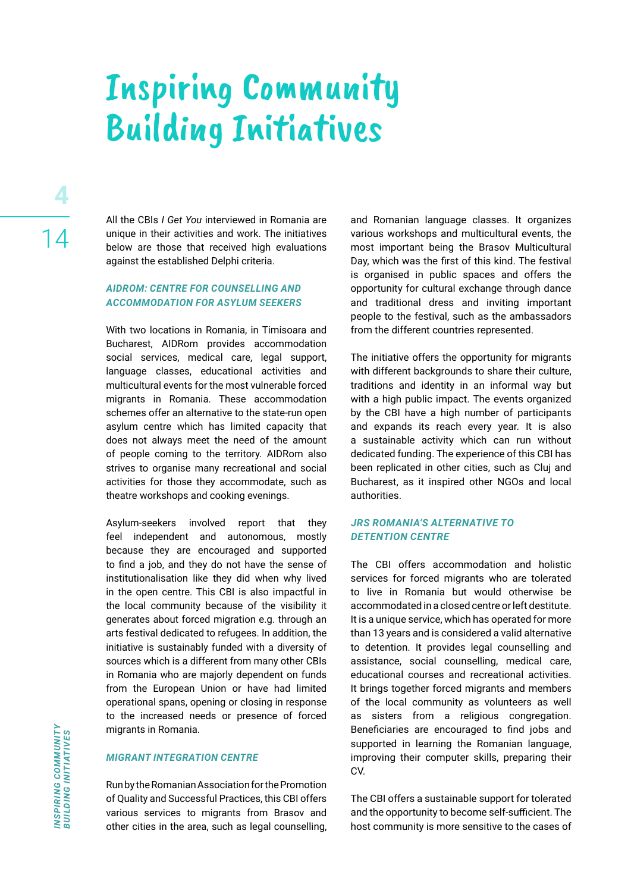# Inspiring Community Building Initiatives

All the CBIs *I Get You* interviewed in Romania are unique in their activities and work. The initiatives below are those that received high evaluations against the established Delphi criteria.

### *AIDROM: CENTRE FOR COUNSELLING AND ACCOMMODATION FOR ASYLUM SEEKERS*

With two locations in Romania, in Timisoara and Bucharest, AIDRom provides accommodation social services, medical care, legal support, language classes, educational activities and multicultural events for the most vulnerable forced migrants in Romania. These accommodation schemes offer an alternative to the state-run open asylum centre which has limited capacity that does not always meet the need of the amount of people coming to the territory. AIDRom also strives to organise many recreational and social activities for those they accommodate, such as theatre workshops and cooking evenings.

Asylum-seekers involved report that they feel independent and autonomous, mostly because they are encouraged and supported to find a job, and they do not have the sense of institutionalisation like they did when why lived in the open centre. This CBI is also impactful in the local community because of the visibility it generates about forced migration e.g. through an arts festival dedicated to refugees. In addition, the initiative is sustainably funded with a diversity of sources which is a different from many other CBIs in Romania who are majorly dependent on funds from the European Union or have had limited operational spans, opening or closing in response to the increased needs or presence of forced migrants in Romania.

### *MIGRANT INTEGRATION CENTRE*

Run by the Romanian Association for the Promotion of Quality and Successful Practices, this CBI offers various services to migrants from Brasov and other cities in the area, such as legal counselling, and Romanian language classes. It organizes various workshops and multicultural events, the most important being the Brasov Multicultural Day, which was the first of this kind. The festival is organised in public spaces and offers the opportunity for cultural exchange through dance and traditional dress and inviting important people to the festival, such as the ambassadors from the different countries represented.

The initiative offers the opportunity for migrants with different backgrounds to share their culture, traditions and identity in an informal way but with a high public impact. The events organized by the CBI have a high number of participants and expands its reach every year. It is also a sustainable activity which can run without dedicated funding. The experience of this CBI has been replicated in other cities, such as Cluj and Bucharest, as it inspired other NGOs and local authorities.

### *JRS ROMANIA'S ALTERNATIVE TO DETENTION CENTRE*

The CBI offers accommodation and holistic services for forced migrants who are tolerated to live in Romania but would otherwise be accommodated in a closed centre or left destitute. It is a unique service, which has operated for more than 13 years and is considered a valid alternative to detention. It provides legal counselling and assistance, social counselling, medical care, educational courses and recreational activities. It brings together forced migrants and members of the local community as volunteers as well as sisters from a religious congregation. Beneficiaries are encouraged to find jobs and supported in learning the Romanian language, improving their computer skills, preparing their CV.

The CBI offers a sustainable support for tolerated and the opportunity to become self-sufficient. The host community is more sensitive to the cases of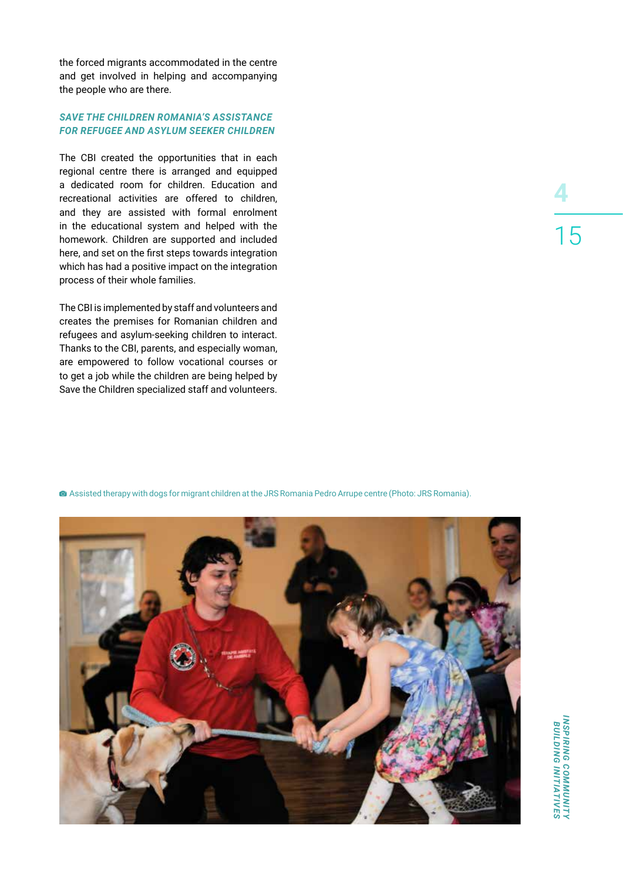the forced migrants accommodated in the centre and get involved in helping and accompanying the people who are there.

### SAVE THE CHILDREN ROMANIA'S ASSISTANCE FOR REFUGEE AND ASYLUM SEEKER CHILDREN

The CBI created the opportunities that in each regional centre there is arranged and equipped a dedicated room for children. Education and recreational activities are offered to children, and they are assisted with formal enrolment in the educational system and helped with the homework. Children are supported and included here, and set on the first steps towards integration which has had a positive impact on the integration process of their whole families.

The CBI is implemented by staff and volunteers and creates the premises for Romanian children and refugees and asylum-seeking children to interact. Thanks to the CBI, parents, and especially woman, are empowered to follow vocational courses or to get a job while the children are being helped by Save the Children specialized staff and volunteers.

Assisted therapy with dogs for migrant children at the JRS Romania Pedro Arrupe centre (Photo: JRS Romania).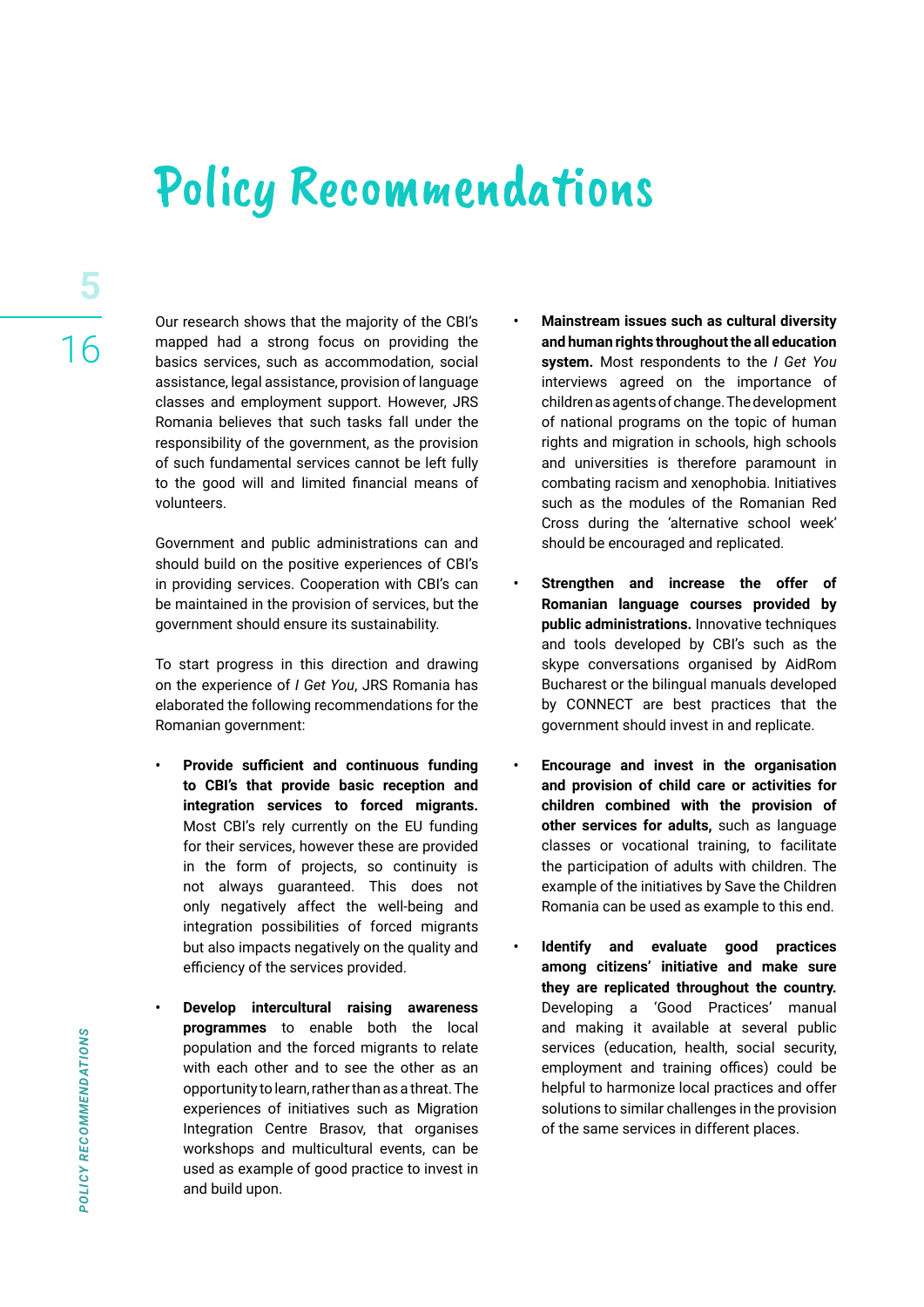# Policy Recommendations

Our research shows that the majority of the CBI's mapped had a strong focus on providing the basics services, such as accommodation, social assistance, legal assistance, provision of language classes and employment support. However, JRS Romania believes that such tasks fall under the responsibility of the government, as the provision of such fundamental services cannot be left fully to the good will and limited financial means of volunteers.

Government and public administrations can and should build on the positive experiences of CBI's in providing services. Cooperation with CBI's can be maintained in the provision of services, but the government should ensure its sustainability.

To start progress in this direction and drawing on the experience of *I Get You*, JRS Romania has elaborated the following recommendations for the Romanian government:

- **Provide sufficient and continuous funding to CBI's that provide basic reception and integration services to forced migrants.** Most CBI's rely currently on the EU funding for their services, however these are provided in the form of projects, so continuity is not always guaranteed. This does not only negatively affect the well-being and integration possibilities of forced migrants but also impacts negatively on the quality and efficiency of the services provided.

- **Develop intercultural raising awareness programmes** to enable both the local population and the forced migrants to relate with each other and to see the other as an opportunity to learn, rather than as a threat. The experiences of initiatives such as Migration Integration Centre Brasov, that organises workshops and multicultural events, can be used as example of good practice to invest in and build upon.

- **Mainstream issues such as cultural diversity and human rights throughout the all education system.** Most respondents to the *I Get You* interviews agreed on the importance of children as agents of change. The development of national programs on the topic of human rights and migration in schools, high schools and universities is therefore paramount in combating racism and xenophobia. Initiatives such as the modules of the Romanian Red Cross during the 'alternative school week' should be encouraged and replicated.

- **Strengthen and increase the offer of Romanian language courses provided by public administrations.** Innovative techniques and tools developed by CBI's such as the skype conversations organised by AidRom Bucharest or the bilingual manuals developed by CONNECT are best practices that the government should invest in and replicate.

- **Encourage and invest in the organisation and provision of child care or activities for children combined with the provision of other services for adults,** such as language classes or vocational training, to facilitate the participation of adults with children. The example of the initiatives by Save the Children Romania can be used as example to this end.

- **Identify and evaluate good practices among citizens' initiative and make sure they are replicated throughout the country.** Developing a 'Good Practices' manual and making it available at several public services (education, health, social security, employment and training offices) could be helpful to harmonize local practices and offer solutions to similar challenges in the provision of the same services in different places.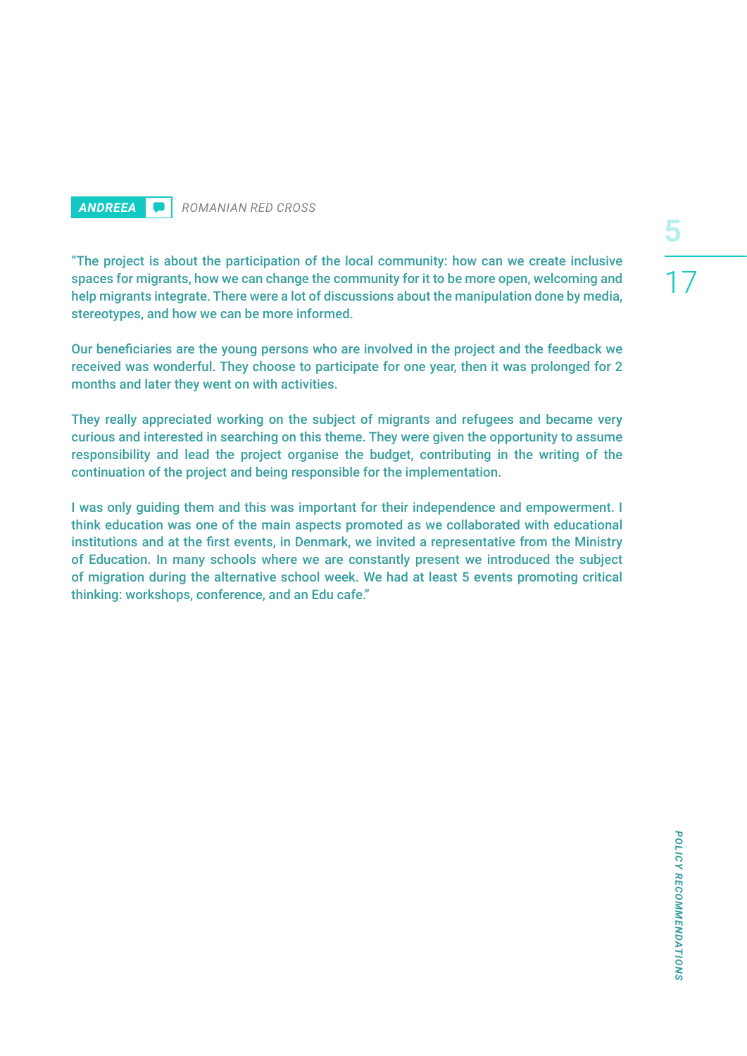**ANDREEA** *ROMANIAN RED CROSS*

"The project is about the participation of the local community: how can we create inclusive spaces for migrants, how we can change the community for it to be more open, welcoming and help migrants integrate. There were a lot of discussions about the manipulation done by media, stereotypes, and how we can be more informed.

Our beneficiaries are the young persons who are involved in the project and the feedback we received was wonderful. They choose to participate for one year, then it was prolonged for 2 months and later they went on with activities.

They really appreciated working on the subject of migrants and refugees and became very curious and interested in searching on this theme. They were given the opportunity to assume responsibility and lead the project organise the budget, contributing in the writing of the continuation of the project and being responsible for the implementation.

I was only guiding them and this was important for their independence and empowerment. I think education was one of the main aspects promoted as we collaborated with educational institutions and at the first events, in Denmark, we invited a representative from the Ministry of Education. In many schools where we are constantly present we introduced the subject of migration during the alternative school week. We had at least 5 events promoting critical thinking: workshops, conference, and an Edu cafe."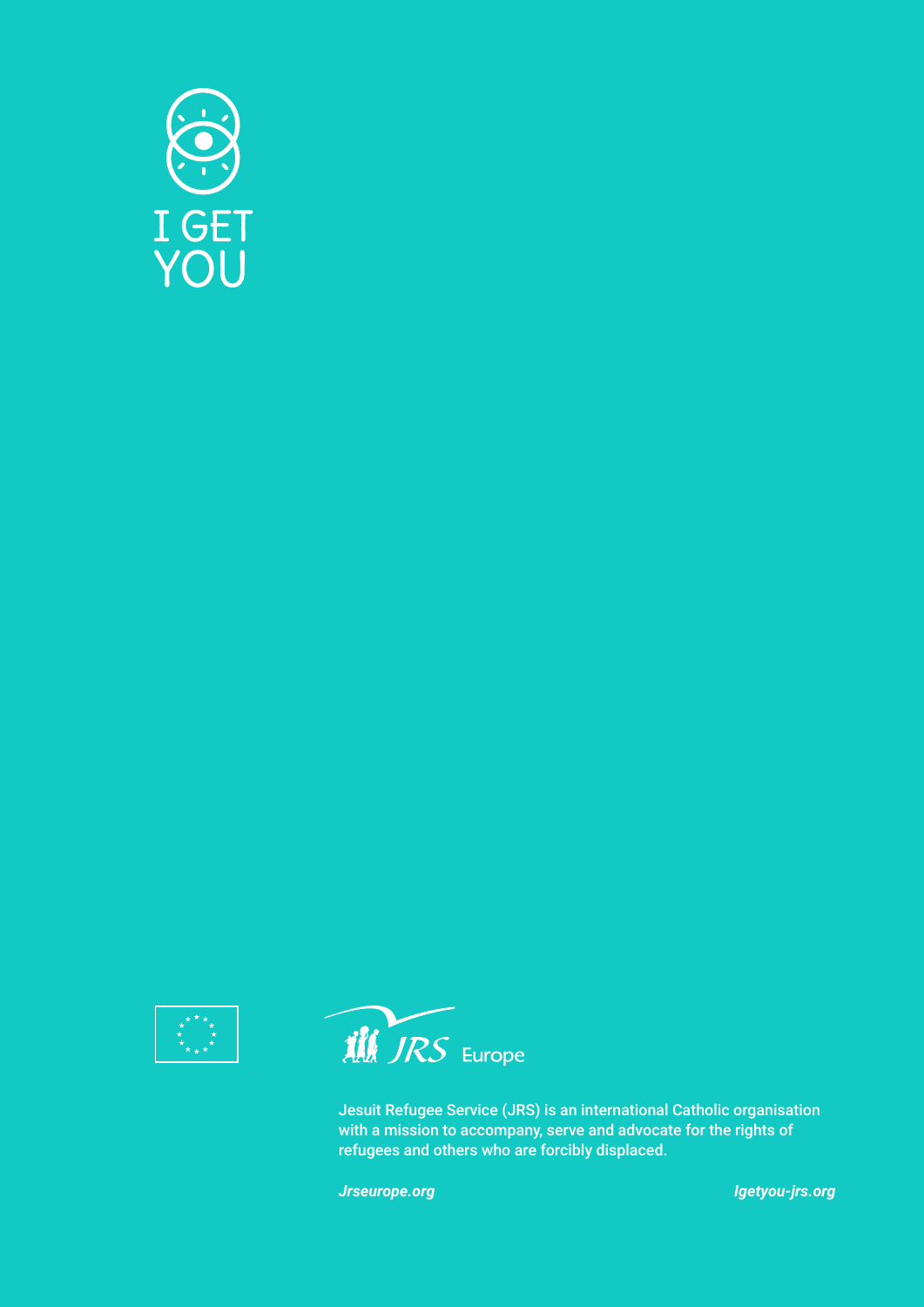I GET
YOU

JRS Europe

Jesuit Refugee Service (JRS) is an international Catholic organisation with a mission to accompany, serve and advocate for the rights of refugees and others who are forcibly displaced.

*Jrseurope.org*

*Igetyou-jrs.org*